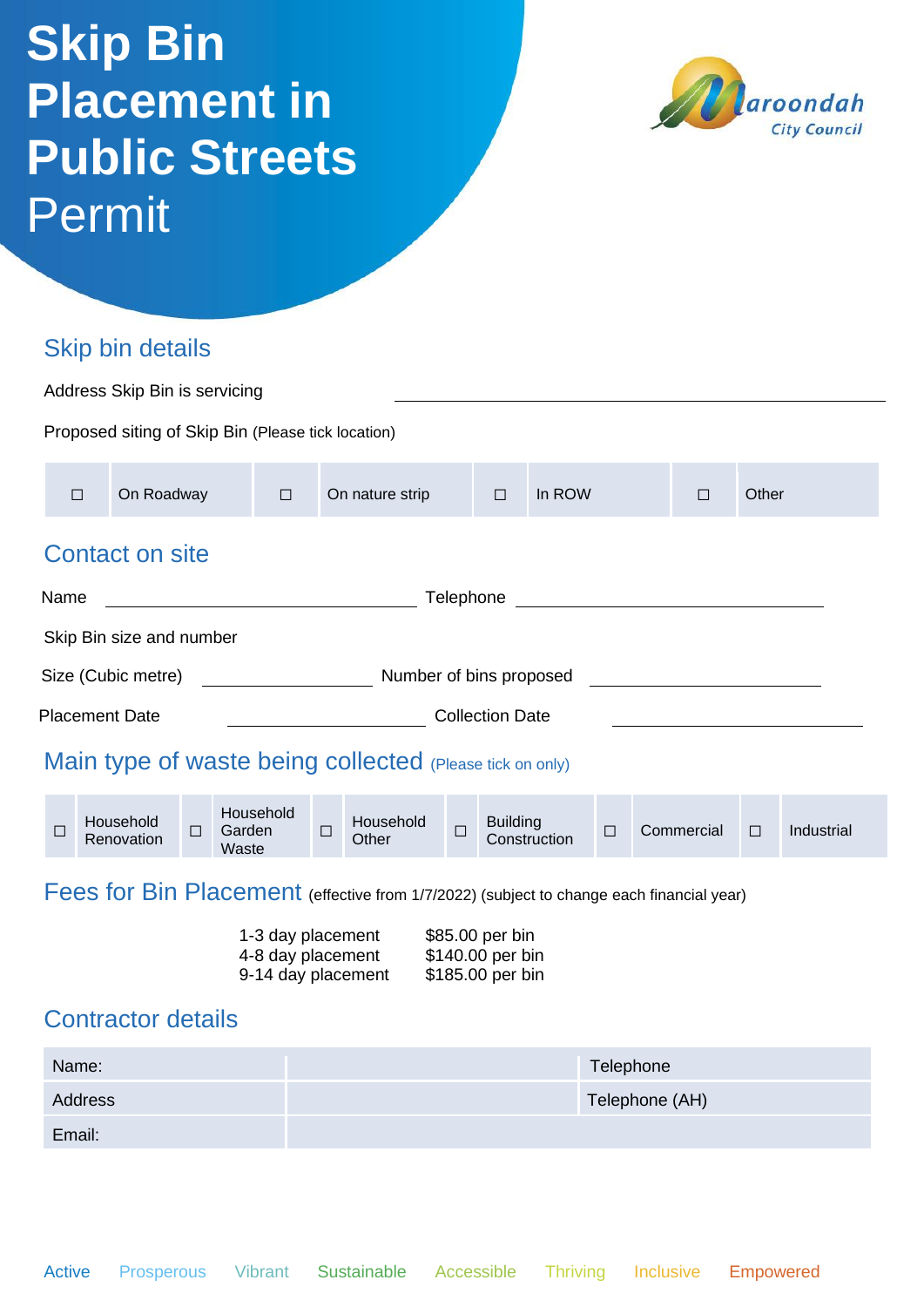// Annotation: Image transcribed verbatim, including "(Please tick on only)" exactly as printed (likely a typo for "one only").

# Skip Bin Placement in Public Streets Permit

Maroondah City Council

## Skip bin details

Address Skip Bin is servicing ______________________________

Proposed siting of Skip Bin (Please tick location)

| ☐ | On Roadway | ☐ | On nature strip | ☐ | In ROW | ☐ | Other |
|---|---|---|---|---|---|---|---|

## Contact on site

Name ______________________ Telephone ______________________

Skip Bin size and number

Size (Cubic metre) ______________ Number of bins proposed ______________

Placement Date ______________ Collection Date ______________

## Main type of waste being collected (Please tick on only)

| ☐ | Household Renovation | ☐ | Household Garden Waste | ☐ | Household Other | ☐ | Building Construction | ☐ | Commercial | ☐ | Industrial |
|---|---|---|---|---|---|---|---|---|---|---|---|

## Fees for Bin Placement (effective from 1/7/2022) (subject to change each financial year)

| | |
|---|---|
| 1-3 day placement | $85.00 per bin |
| 4-8 day placement | $140.00 per bin |
| 9-14 day placement | $185.00 per bin |

## Contractor details

| | | |
|---|---|---|
| Name: | | Telephone |
| Address | | Telephone (AH) |
| Email: | | |

Active Prosperous Vibrant Sustainable Accessible Thriving Inclusive Empowered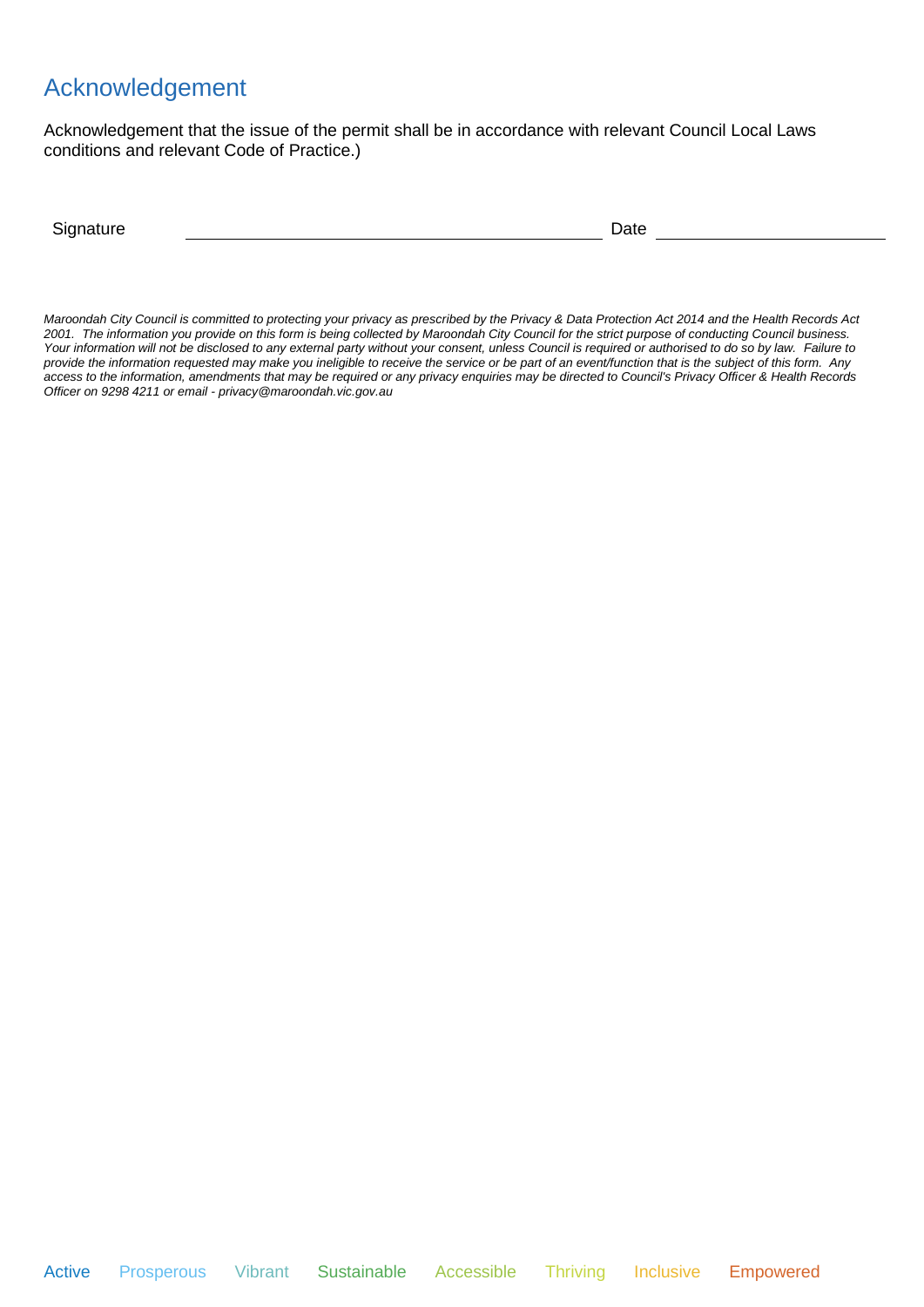## Acknowledgement

Acknowledgement that the issue of the permit shall be in accordance with relevant Council Local Laws conditions and relevant Code of Practice.)

Signature \_\_\_\_\_\_\_\_\_\_\_\_\_\_\_\_\_\_\_\_\_\_\_\_\_\_\_\_\_\_\_\_\_\_\_\_\_\_\_\_ Date \_\_\_\_\_\_\_\_\_\_\_\_\_\_\_\_\_\_\_\_\_\_

*Maroondah City Council is committed to protecting your privacy as prescribed by the Privacy & Data Protection Act 2014 and the Health Records Act 2001. The information you provide on this form is being collected by Maroondah City Council for the strict purpose of conducting Council business. Your information will not be disclosed to any external party without your consent, unless Council is required or authorised to do so by law. Failure to provide the information requested may make you ineligible to receive the service or be part of an event/function that is the subject of this form. Any access to the information, amendments that may be required or any privacy enquiries may be directed to Council's Privacy Officer & Health Records Officer on 9298 4211 or email - privacy@maroondah.vic.gov.au*

Active Prosperous Vibrant Sustainable Accessible Thriving Inclusive Empowered